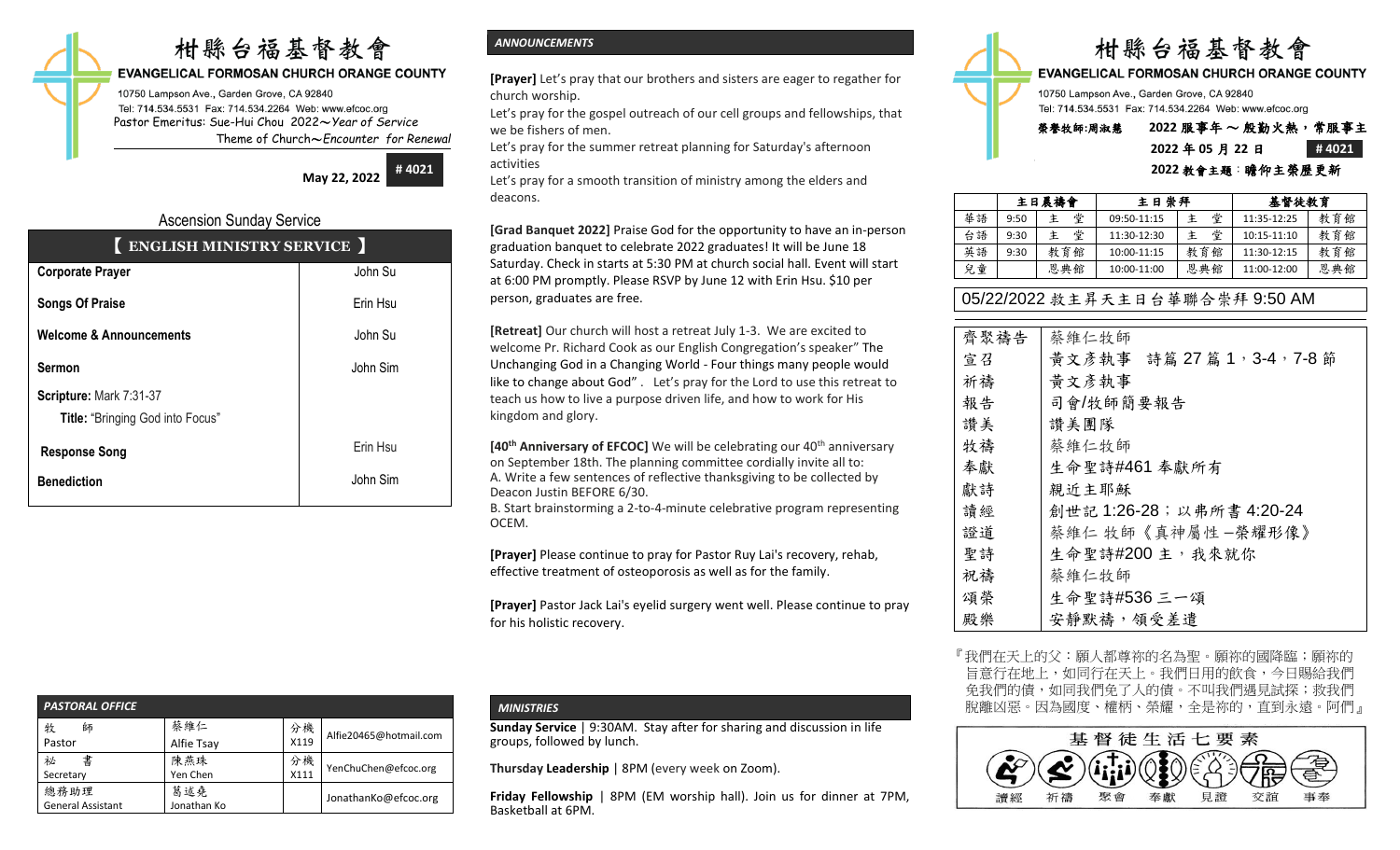# 柑縣台福基督教會

**EVANGELICAL FORMOSAN CHURCH ORANGE COUNTY**

10750 Lampson Ave., Garden Grove, CA 92840
Tel: 714.534.5531 Fax: 714.534.2264 Web: www.efcoc.org
Pastor Emeritus: Sue-Hui Chou 2022～Year of Service
Theme of Church～Encounter for Renewal

**May 22, 2022** **# 4021**

## Ascension Sunday Service

| 【 ENGLISH MINISTRY SERVICE 】 | |
|---|---|
| **Corporate Prayer** | John Su |
| **Songs Of Praise** | Erin Hsu |
| **Welcome & Announcements** | John Su |
| **Sermon** | John Sim |
| **Scripture:** Mark 7:31-37 | |
| **Title:** "Bringing God into Focus" | |
| **Response Song** | Erin Hsu |
| **Benediction** | John Sim |

### *PASTORAL OFFICE*

| | | | |
|---|---|---|---|
| 牧　師<br>Pastor | 蔡維仁<br>Alfie Tsay | 分機<br>X119 | Alfie20465@hotmail.com |
| 祕　書<br>Secretary | 陳燕珠<br>Yen Chen | 分機<br>X111 | YenChuChen@efcoc.org |
| 總務助理<br>General Assistant | 葛述堯<br>Jonathan Ko | | JonathanKo@efcoc.org |

### *ANNOUNCEMENTS*

**[Prayer]** Let's pray that our brothers and sisters are eager to regather for church worship.
Let's pray for the gospel outreach of our cell groups and fellowships, that we be fishers of men.
Let's pray for the summer retreat planning for Saturday's afternoon activities
Let's pray for a smooth transition of ministry among the elders and deacons.

**[Grad Banquet 2022]** Praise God for the opportunity to have an in-person graduation banquet to celebrate 2022 graduates! It will be June 18 Saturday. Check in starts at 5:30 PM at church social hall. Event will start at 6:00 PM promptly. Please RSVP by June 12 with Erin Hsu. $10 per person, graduates are free.

**[Retreat]** Our church will host a retreat July 1-3. We are excited to welcome Pr. Richard Cook as our English Congregation's speaker" The Unchanging God in a Changing World - Four things many people would like to change about God". Let's pray for the Lord to use this retreat to teach us how to live a purpose driven life, and how to work for His kingdom and glory.

**[40th Anniversary of EFCOC]** We will be celebrating our 40th anniversary on September 18th. The planning committee cordially invite all to:
A. Write a few sentences of reflective thanksgiving to be collected by Deacon Justin BEFORE 6/30.
B. Start brainstorming a 2-to-4-minute celebrative program representing OCEM.

**[Prayer]** Please continue to pray for Pastor Ruy Lai's recovery, rehab, effective treatment of osteoporosis as well as for the family.

**[Prayer]** Pastor Jack Lai's eyelid surgery went well. Please continue to pray for his holistic recovery.

### *MINISTRIES*

**Sunday Service** | 9:30AM. Stay after for sharing and discussion in life groups, followed by lunch.

**Thursday Leadership** | 8PM (every week on Zoom).

**Friday Fellowship** | 8PM (EM worship hall). Join us for dinner at 7PM, Basketball at 6PM.

# 柑縣台福基督教會

**EVANGELICAL FORMOSAN CHURCH ORANGE COUNTY**

10750 Lampson Ave., Garden Grove, CA 92840
Tel: 714.534.5531 Fax: 714.534.2264 Web: www.efcoc.org

榮譽牧師:周淑慧　2022 服事年 ～ 殷勤火熱，常服事主
2022 年 05 月 22 日　# 4021
2022 教會主題：瞻仰主榮歷更新

| | 主日晨禱會 | | 主 日 崇 拜 | | 基督徒教育 | |
|---|---|---|---|---|---|---|
| 華語 | 9:50 | 主　堂 | 09:50-11:15 | 主　堂 | 11:35-12:25 | 教育館 |
| 台語 | 9:30 | 主　堂 | 11:30-12:30 | 主　堂 | 10:15-11:10 | 教育館 |
| 英語 | 9:30 | 教育館 | 10:00-11:15 | 教育館 | 11:30-12:15 | 教育館 |
| 兒童 | | 恩典館 | 10:00-11:00 | 恩典館 | 11:00-12:00 | 恩典館 |

## 05/22/2022 救主昇天主日台華聯合崇拜 9:50 AM

| | |
|---|---|
| 齊聚禱告 | 蔡維仁牧師 |
| 宣召 | 黃文彥執事　詩篇 27 篇 1，3-4，7-8 節 |
| 祈禱 | 黃文彥執事 |
| 報告 | 司會/牧師簡要報告 |
| 讚美 | 讚美團隊 |
| 牧禱 | 蔡維仁牧師 |
| 奉獻 | 生命聖詩#461 奉獻所有 |
| 獻詩 | 親近主耶穌 |
| 讀經 | 創世記 1:26-28；以弗所書 4:20-24 |
| 證道 | 蔡維仁 牧師《真神屬性—榮耀形像》 |
| 聖詩 | 生命聖詩#200 主，我來就你 |
| 祝禱 | 蔡維仁牧師 |
| 頌榮 | 生命聖詩#536 三一頌 |
| 殿樂 | 安靜默禱，領受差遣 |

『我們在天上的父：願人都尊祢的名為聖。願祢的國降臨；願祢的旨意行在地上，如同行在天上。我們日用的飲食，今日賜給我們。免我們的債，如同我們免了人的債。不叫我們遇見試探；救我們脫離凶惡。因為國度、權柄、榮耀，全是祢的，直到永遠。阿們』

**基督徒生活七要素**

讀經　祈禱　聚會　奉獻　見證　交誼　事奉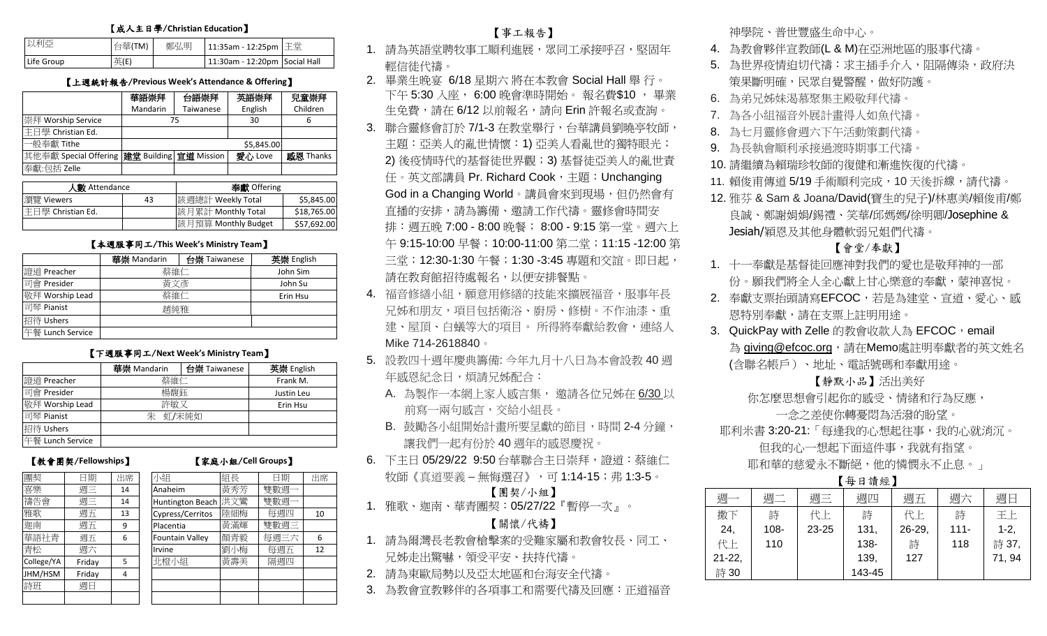【成人主日學/Christian Education】

| | | | | |
|---|---|---|---|---|
| 以利亞 | 台華(TM) | 鄭弘明 | 11:35am - 12:25pm | 主堂 |
| Life Group | 英(E) | | 11:30am - 12:20pm | Social Hall |

【上週統計報告/Previous Week's Attendance & Offering】

| | 華語崇拜 Mandarin | 台語崇拜 Taiwanese | 英語崇拜 English | 兒童崇拜 Children |
|---|---|---|---|---|
| 崇拜 Worship Service | 75 | | 30 | 6 |
| 主日學 Christian Ed. | | | | |
| 一般奉獻 Tithe | | | $5,845.00 | |
| 其他奉獻 Special Offering | 建堂 Building | 宣道 Mission | 愛心 Love | 感恩 Thanks |
| 奉獻:包括 Zelle | | | | |

| 人數 Attendance | | 奉獻 Offering | |
|---|---|---|---|
| 瀏覽 Viewers | 43 | 該週總計 Weekly Total | $5,845.00 |
| 主日學 Christian Ed. | | 該月累計 Monthly Total | $18,765.00 |
| | | 該月預算 Monthly Budget | $57,692.00 |

【本週服事同工/This Week's Ministry Team】

| | 華崇 Mandarin | 台崇 Taiwanese | 英崇 English |
|---|---|---|---|
| 證道 Preacher | 蔡維仁 | | John Sim |
| 司會 Presider | 黃文彥 | | John Su |
| 敬拜 Worship Lead | 蔡維仁 | | Erin Hsu |
| 司琴 Pianist | 趙純雅 | | |
| 招待 Ushers | | | |
| 午餐 Lunch Service | | | |

【下週服事同工/Next Week's Ministry Team】

| | 華崇 Mandarin | 台崇 Taiwanese | 英崇 English |
|---|---|---|---|
| 證道 Preacher | 蔡維仁 | | Frank M. |
| 司會 Presider | 楊馥鈺 | | Justin Leu |
| 敬拜 Worship Lead | 許敏又 | | Erin Hsu |
| 司琴 Pianist | 朱 虹/宋純如 | | |
| 招待 Ushers | | | |
| 午餐 Lunch Service | | | |

【教會團契/Fellowships】

| 團契 | 日期 | 出席 |
|---|---|---|
| 喜樂 | 週三 | 14 |
| 禱告會 | 週三 | 14 |
| 雅歌 | 週五 | 13 |
| 迦南 | 週五 | 9 |
| 華語社青 | 週五 | 6 |
| 青松 | 週六 | |
| College/YA | Friday | 5 |
| JHM/HSM | Friday | 4 |
| 詩班 | 週日 | |

【家庭小組/Cell Groups】

| 小組 | 組長 | 日期 | 出席 |
|---|---|---|---|
| Anaheim | 黃秀芳 | 雙數週一 | |
| Huntington Beach | 洪文騰 | 雙數週一 | |
| Cypress/Cerritos | 陸細梅 | 每週四 | 10 |
| Placentia | 黃滿輝 | 雙數週三 | |
| Fountain Valley | 顏青毅 | 每週三六 | 6 |
| Irvine | 劉小梅 | 每週五 | 12 |
| 北橙小組 | 黃壽美 | 隔週四 | |

【事工報告】

1. 請為英語堂聘牧事工順利進展，眾同工承接呼召，堅固年輕信徒代禱。
2. 畢業生晚宴 6/18 星期六將在本教會 Social Hall 舉行。下午 5:30 入座，6:00 晚會準時開始。報名費$10，畢業生免費，請在 6/12 以前報名，請向 Erin 許報名或查詢。
3. 聯合靈修會訂於 7/1-3 在教堂舉行，台華講員劉曉亭牧師，主題：亞美人的亂世情懷：1) 亞美人看亂世的獨特眼光；2) 後疫情時代的基督徒世界觀；3) 基督徒亞美人的亂世責任。英文部講員 Pr. Richard Cook，主題：Unchanging God in a Changing World。講員會來到現場，但仍然會有直播的安排，請為籌備、邀請工作代禱。靈修會時間安排：週五晚 7:00 - 8:00 晚餐；8:00 - 9:15 第一堂。週六上午 9:15-10:00 早餐；10:00-11:00 第二堂；11:15 -12:00 第三堂；12:30-1:30 午餐；1:30 -3:45 專題和交誼。即日起，請在教育館招待處報名，以便安排餐點。
4. 福音修繕小組，願意用修繕的技能來擴展福音，服事年長兄姊和朋友，項目包括衛浴、廚房、修樹。不作油漆、重建、屋頂、白蟻等大的項目。所得將奉獻給教會，連絡人 Mike 714-2618840。
5. 設教四十週年慶典籌備: 今年九月十八日為本會設教 40 週年感恩紀念日，煩請兄姊配合：
   A. 為製作一本網上家人感言集， 邀請各位兄姊在 6/30 以前寫一兩句感言，交給小組長。
   B. 鼓勵各小組開始計畫所要呈獻的節目，時間 2-4 分鐘，讓我們一起有份於 40 週年的感恩慶祝。
6. 下主日 05/29/22 9:50 台華聯合主日崇拜，證道：蔡維仁牧師《真道要義 – 無悔選召》，可 1:14-15；弗 1:3-5。

【團契/小組】

1. 雅歌、迦南、華青團契：05/27/22『暫停一次』。

【關懷/代禱】

1. 請為爾灣長老教會槍擊案的受難家屬和教會牧長、同工、兄姊走出驚嚇，領受平安、扶持代禱。
2. 請為東歐局勢以及亞太地區和台海安全代禱。
3. 為教會宣教夥伴的各項事工和需要代禱及回應：正道福音神學院、普世豐盛生命中心。
4. 為教會夥伴宣教師(L & M)在亞洲地區的服事代禱。
5. 為世界疫情迫切代禱：求主插手介入，阻隔傳染，政府決策果斷明確，民眾自覺警醒，做好防護。
6. 為弟兄姊妹渴慕聚集主殿敬拜代禱。
7. 為各小組福音外展計畫得人如魚代禱。
8. 為七月靈修會週六下午活動策劃代禱。
9. 為長執會順利承接過渡時期事工代禱。
10. 請繼續為賴瑞珍牧師的復健和漸進恢復的代禱。
11. 賴俊甫傳道 5/19 手術順利完成，10 天後拆線，請代禱。
12. 雅芬 & Sam & Joana/David(寶生的兒子)/林惠美/賴俊甫/鄭良誠、鄭謝娟娟/錫禮、笑華/邱媽媽/徐明卿/Josephine & Jesiah/穎恩及其他身體軟弱兄姐們代禱。

【會堂/奉獻】

1. 十一奉獻是基督徒回應神對我們的愛也是敬拜神的一部份。願我們將全人全心獻上甘心樂意的奉獻，蒙神喜悅。
2. 奉獻支票抬頭請寫EFCOC，若是為建堂、宣道、愛心、感恩特別奉獻，請在支票上註明用途。
3. QuickPay with Zelle 的教會收款人為 EFCOC，email 為 giving@efcoc.org，請在Memo處註明奉獻者的英文姓名(含聯名帳戶）、地址、電話號碼和奉獻用途。

【靜默小品】活出美好

你怎麼思想會引起你的感受、情緒和行為反應，

一念之差使你轉憂悶為活潑的盼望。

耶利米書 3:20-21:「每逢我的心想起往事，我的心就消沉。

但我的心一想起下面這件事，我就有指望。

耶和華的慈愛永不斷絕，他的憐憫永不止息。」

【每日讀經】

| 週一 | 週二 | 週三 | 週四 | 週五 | 週六 | 週日 |
|---|---|---|---|---|---|---|
| 撒下 24, 代上 21-22, 詩 30 | 詩 108-110 | 代上 23-25 | 詩 131, 138-139, 143-45 | 代上 26-29, 詩 127 | 詩 111-118 | 王上 1-2, 詩 37, 71, 94 |